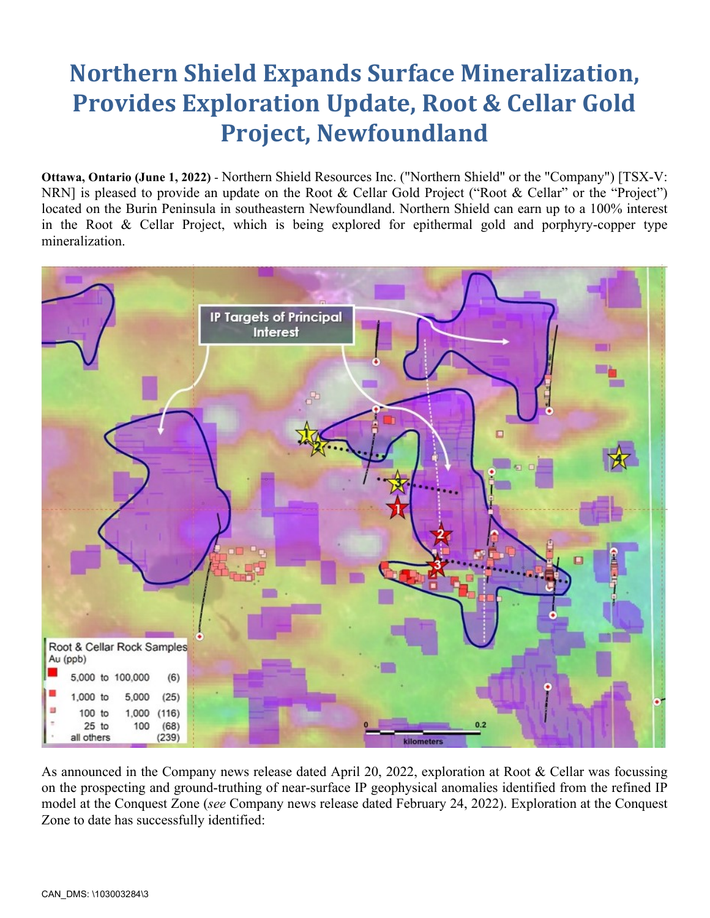# Northern Shield Expands Surface Mineralization, Provides Exploration Update, Root & Cellar Gold Project, Newfoundland

**Ottawa, Ontario (June 1, 2022)** - Northern Shield Resources Inc. ("Northern Shield" or the "Company") [TSX-V: NRN] is pleased to provide an update on the Root & Cellar Gold Project ("Root & Cellar" or the "Project") located on the Burin Peninsula in southeastern Newfoundland. Northern Shield can earn up to a 100% interest in the Root & Cellar Project, which is being explored for epithermal gold and porphyry-copper type mineralization.

As announced in the Company news release dated April 20, 2022, exploration at Root & Cellar was focussing on the prospecting and ground-truthing of near-surface IP geophysical anomalies identified from the refined IP model at the Conquest Zone (*see* Company news release dated February 24, 2022). Exploration at the Conquest Zone to date has successfully identified: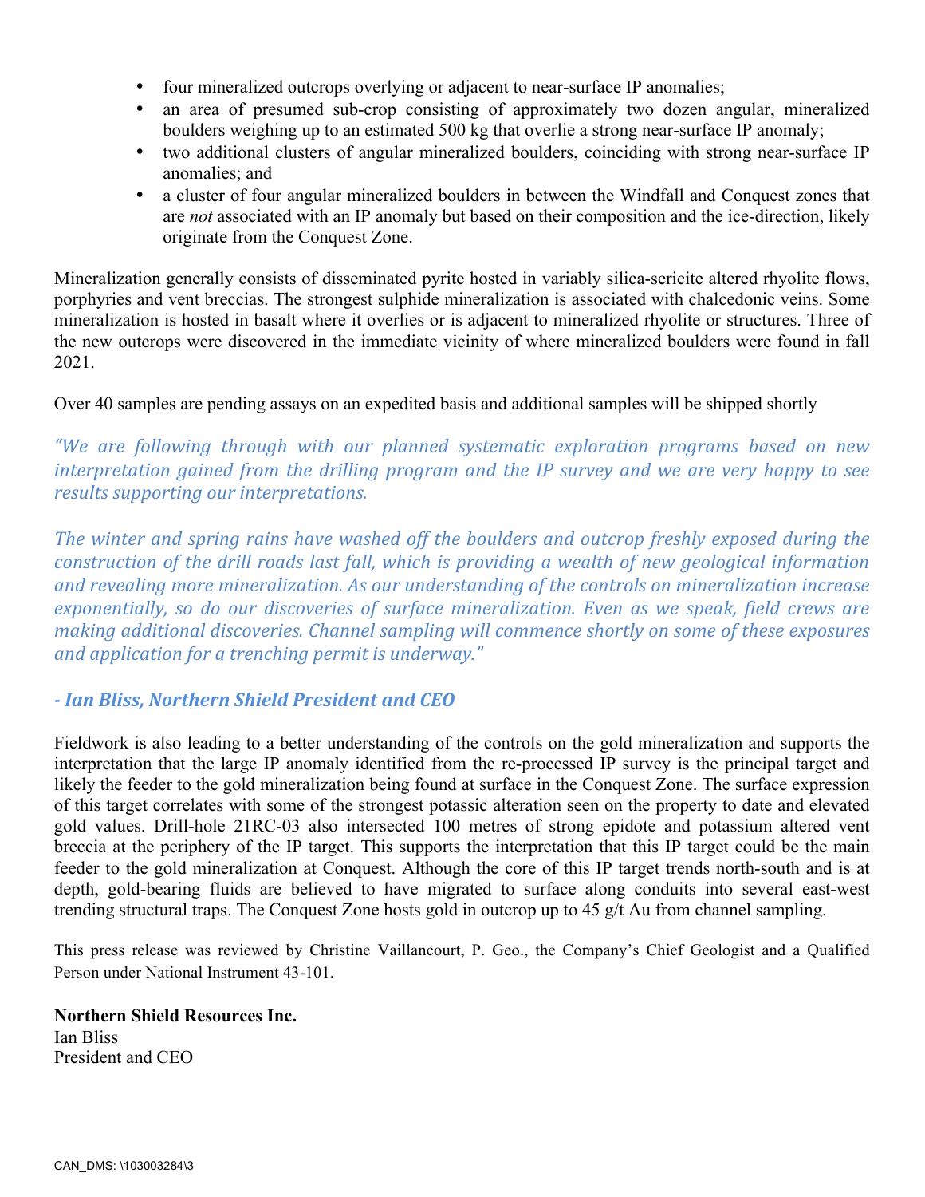- four mineralized outcrops overlying or adjacent to near-surface IP anomalies;
- an area of presumed sub-crop consisting of approximately two dozen angular, mineralized boulders weighing up to an estimated 500 kg that overlie a strong near-surface IP anomaly;
- two additional clusters of angular mineralized boulders, coinciding with strong near-surface IP anomalies; and
- a cluster of four angular mineralized boulders in between the Windfall and Conquest zones that are *not* associated with an IP anomaly but based on their composition and the ice-direction, likely originate from the Conquest Zone.

Mineralization generally consists of disseminated pyrite hosted in variably silica-sericite altered rhyolite flows, porphyries and vent breccias. The strongest sulphide mineralization is associated with chalcedonic veins. Some mineralization is hosted in basalt where it overlies or is adjacent to mineralized rhyolite or structures. Three of the new outcrops were discovered in the immediate vicinity of where mineralized boulders were found in fall 2021.

Over 40 samples are pending assays on an expedited basis and additional samples will be shipped shortly

*"We are following through with our planned systematic exploration programs based on new interpretation gained from the drilling program and the IP survey and we are very happy to see results supporting our interpretations.*

*The winter and spring rains have washed off the boulders and outcrop freshly exposed during the construction of the drill roads last fall, which is providing a wealth of new geological information and revealing more mineralization. As our understanding of the controls on mineralization increase exponentially, so do our discoveries of surface mineralization. Even as we speak, field crews are making additional discoveries. Channel sampling will commence shortly on some of these exposures and application for a trenching permit is underway."*

***- Ian Bliss, Northern Shield President and CEO***

Fieldwork is also leading to a better understanding of the controls on the gold mineralization and supports the interpretation that the large IP anomaly identified from the re-processed IP survey is the principal target and likely the feeder to the gold mineralization being found at surface in the Conquest Zone. The surface expression of this target correlates with some of the strongest potassic alteration seen on the property to date and elevated gold values. Drill-hole 21RC-03 also intersected 100 metres of strong epidote and potassium altered vent breccia at the periphery of the IP target. This supports the interpretation that this IP target could be the main feeder to the gold mineralization at Conquest. Although the core of this IP target trends north-south and is at depth, gold-bearing fluids are believed to have migrated to surface along conduits into several east-west trending structural traps. The Conquest Zone hosts gold in outcrop up to 45 g/t Au from channel sampling.

This press release was reviewed by Christine Vaillancourt, P. Geo., the Company's Chief Geologist and a Qualified Person under National Instrument 43-101.

**Northern Shield Resources Inc.**
Ian Bliss
President and CEO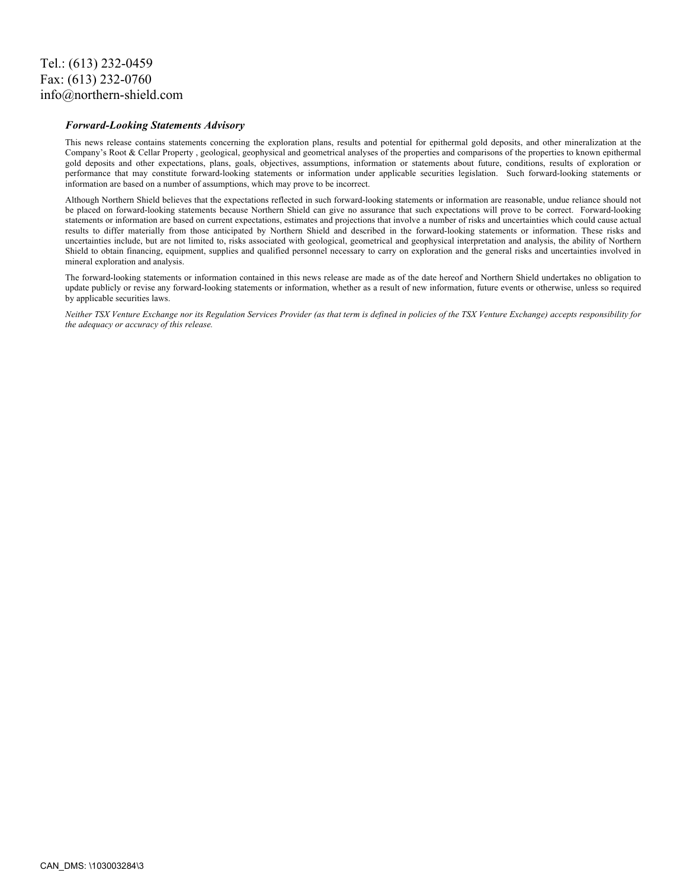Tel.: (613) 232-0459
Fax: (613) 232-0760
info@northern-shield.com

***Forward-Looking Statements Advisory***

This news release contains statements concerning the exploration plans, results and potential for epithermal gold deposits, and other mineralization at the Company's Root & Cellar Property , geological, geophysical and geometrical analyses of the properties and comparisons of the properties to known epithermal gold deposits and other expectations, plans, goals, objectives, assumptions, information or statements about future, conditions, results of exploration or performance that may constitute forward-looking statements or information under applicable securities legislation. Such forward-looking statements or information are based on a number of assumptions, which may prove to be incorrect.

Although Northern Shield believes that the expectations reflected in such forward-looking statements or information are reasonable, undue reliance should not be placed on forward-looking statements because Northern Shield can give no assurance that such expectations will prove to be correct. Forward-looking statements or information are based on current expectations, estimates and projections that involve a number of risks and uncertainties which could cause actual results to differ materially from those anticipated by Northern Shield and described in the forward-looking statements or information. These risks and uncertainties include, but are not limited to, risks associated with geological, geometrical and geophysical interpretation and analysis, the ability of Northern Shield to obtain financing, equipment, supplies and qualified personnel necessary to carry on exploration and the general risks and uncertainties involved in mineral exploration and analysis.

The forward-looking statements or information contained in this news release are made as of the date hereof and Northern Shield undertakes no obligation to update publicly or revise any forward-looking statements or information, whether as a result of new information, future events or otherwise, unless so required by applicable securities laws.

*Neither TSX Venture Exchange nor its Regulation Services Provider (as that term is defined in policies of the TSX Venture Exchange) accepts responsibility for the adequacy or accuracy of this release.*

CAN_DMS: \103003284\3